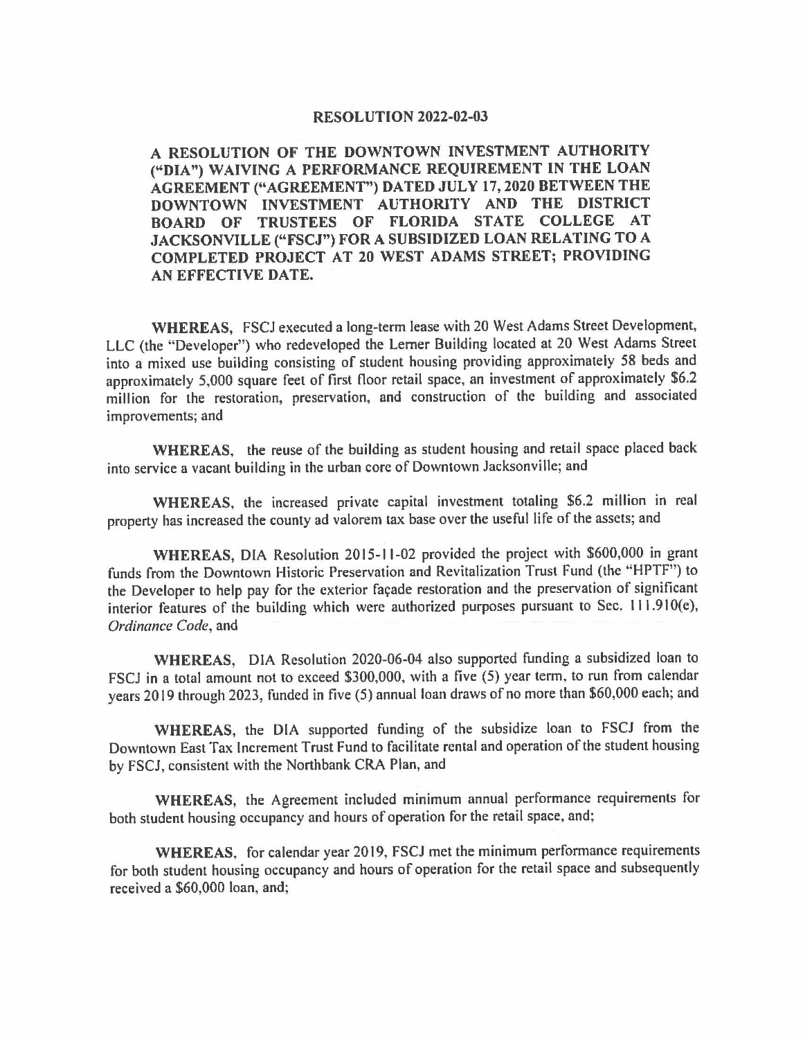# RESOLUTION 2022-02-03

**A RESOLUTION OF THE DOWNTOWN INVESTMENT AUTHORITY ("DIA") WAIVING A PERFORMANCE REQUIREMENT IN THE LOAN AGREEMENT ("AGREEMENT") DATED JULY 17, 2020 BETWEEN THE DOWNTOWN INVESTMENT AUTHORITY AND THE DISTRICT BOARD OF TRUSTEES OF FLORIDA STATE COLLEGE AT JACKSONVILLE ("FSCJ") FOR A SUBSIDIZED LOAN RELATING TO A COMPLETED PROJECT AT 20 WEST ADAMS STREET; PROVIDING AN EFFECTIVE DATE.**

**WHEREAS,** FSCJ executed a long-term lease with 20 West Adams Street Development, LLC (the "Developer") who redeveloped the Lerner Building located at 20 West Adams Street into a mixed use building consisting of student housing providing approximately 58 beds and approximately 5,000 square feet of first floor retail space, an investment of approximately $6.2 million for the restoration, preservation, and construction of the building and associated improvements; and

**WHEREAS,** the reuse of the building as student housing and retail space placed back into service a vacant building in the urban core of Downtown Jacksonville; and

**WHEREAS,** the increased private capital investment totaling $6.2 million in real property has increased the county ad valorem tax base over the useful life of the assets; and

**WHEREAS,** DIA Resolution 2015-11-02 provided the project with $600,000 in grant funds from the Downtown Historic Preservation and Revitalization Trust Fund (the "HPTF") to the Developer to help pay for the exterior façade restoration and the preservation of significant interior features of the building which were authorized purposes pursuant to Sec. 111.910(e), *Ordinance Code*, and

**WHEREAS,** DIA Resolution 2020-06-04 also supported funding a subsidized loan to FSCJ in a total amount not to exceed $300,000, with a five (5) year term, to run from calendar years 2019 through 2023, funded in five (5) annual loan draws of no more than $60,000 each; and

**WHEREAS,** the DIA supported funding of the subsidize loan to FSCJ from the Downtown East Tax Increment Trust Fund to facilitate rental and operation of the student housing by FSCJ, consistent with the Northbank CRA Plan, and

**WHEREAS,** the Agreement included minimum annual performance requirements for both student housing occupancy and hours of operation for the retail space, and;

**WHEREAS,** for calendar year 2019, FSCJ met the minimum performance requirements for both student housing occupancy and hours of operation for the retail space and subsequently received a $60,000 loan, and;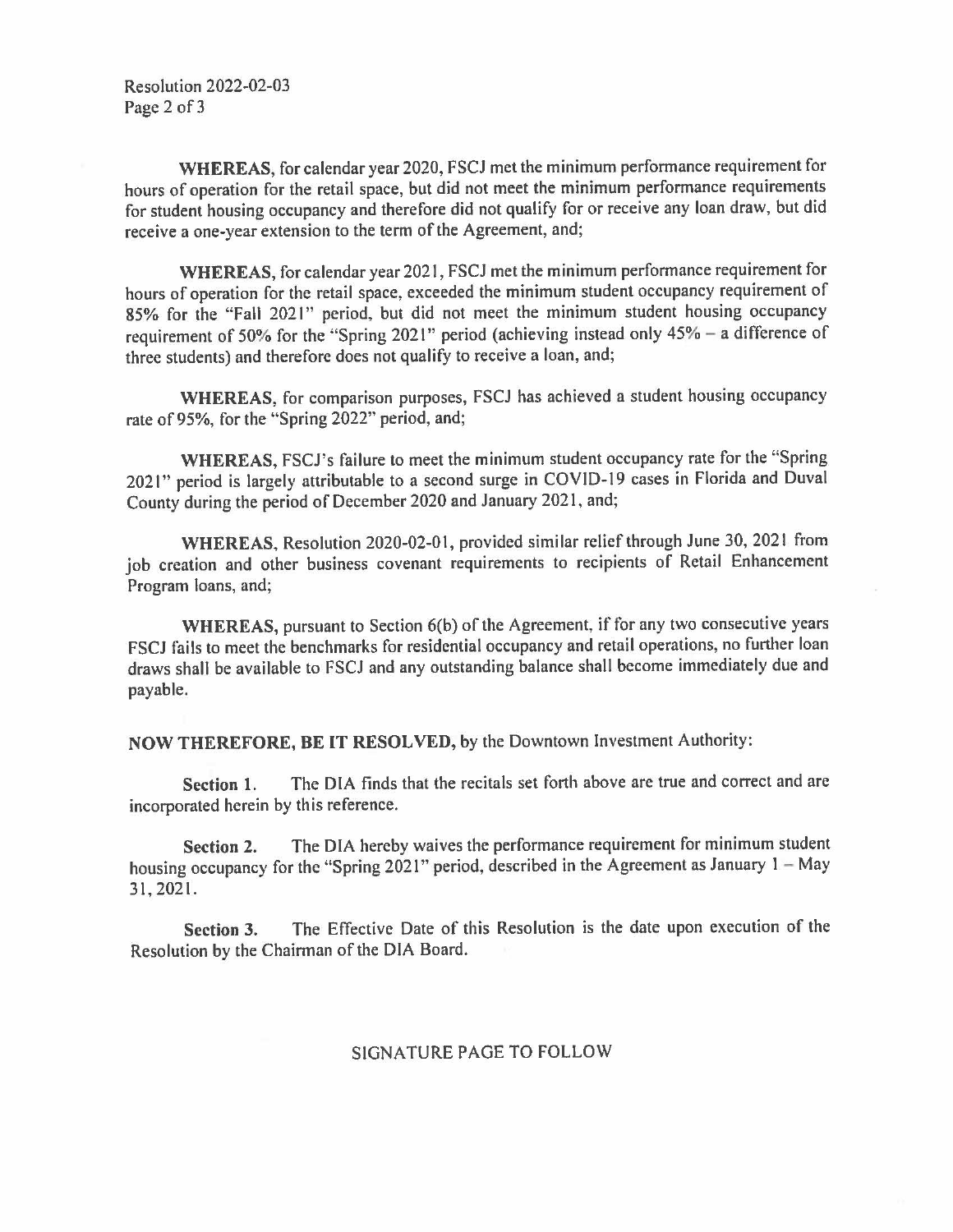**WHEREAS**, for calendar year 2020, FSCJ met the minimum performance requirement for hours of operation for the retail space, but did not meet the minimum performance requirements for student housing occupancy and therefore did not qualify for or receive any loan draw, but did receive a one-year extension to the term of the Agreement, and;

**WHEREAS**, for calendar year 2021, FSCJ met the minimum performance requirement for hours of operation for the retail space, exceeded the minimum student occupancy requirement of 85% for the "Fall 2021" period, but did not meet the minimum student housing occupancy requirement of 50% for the "Spring 2021" period (achieving instead only 45% – a difference of three students) and therefore does not qualify to receive a loan, and;

**WHEREAS**, for comparison purposes, FSCJ has achieved a student housing occupancy rate of 95%, for the "Spring 2022" period, and;

**WHEREAS**, FSCJ's failure to meet the minimum student occupancy rate for the "Spring 2021" period is largely attributable to a second surge in COVID-19 cases in Florida and Duval County during the period of December 2020 and January 2021, and;

**WHEREAS**, Resolution 2020-02-01, provided similar relief through June 30, 2021 from job creation and other business covenant requirements to recipients of Retail Enhancement Program loans, and;

**WHEREAS,** pursuant to Section 6(b) of the Agreement, if for any two consecutive years FSCJ fails to meet the benchmarks for residential occupancy and retail operations, no further loan draws shall be available to FSCJ and any outstanding balance shall become immediately due and payable.

**NOW THEREFORE, BE IT RESOLVED,** by the Downtown Investment Authority:

**Section 1.** The DIA finds that the recitals set forth above are true and correct and are incorporated herein by this reference.

**Section 2.** The DIA hereby waives the performance requirement for minimum student housing occupancy for the "Spring 2021" period, described in the Agreement as January 1 – May 31, 2021.

**Section 3.** The Effective Date of this Resolution is the date upon execution of the Resolution by the Chairman of the DIA Board.

SIGNATURE PAGE TO FOLLOW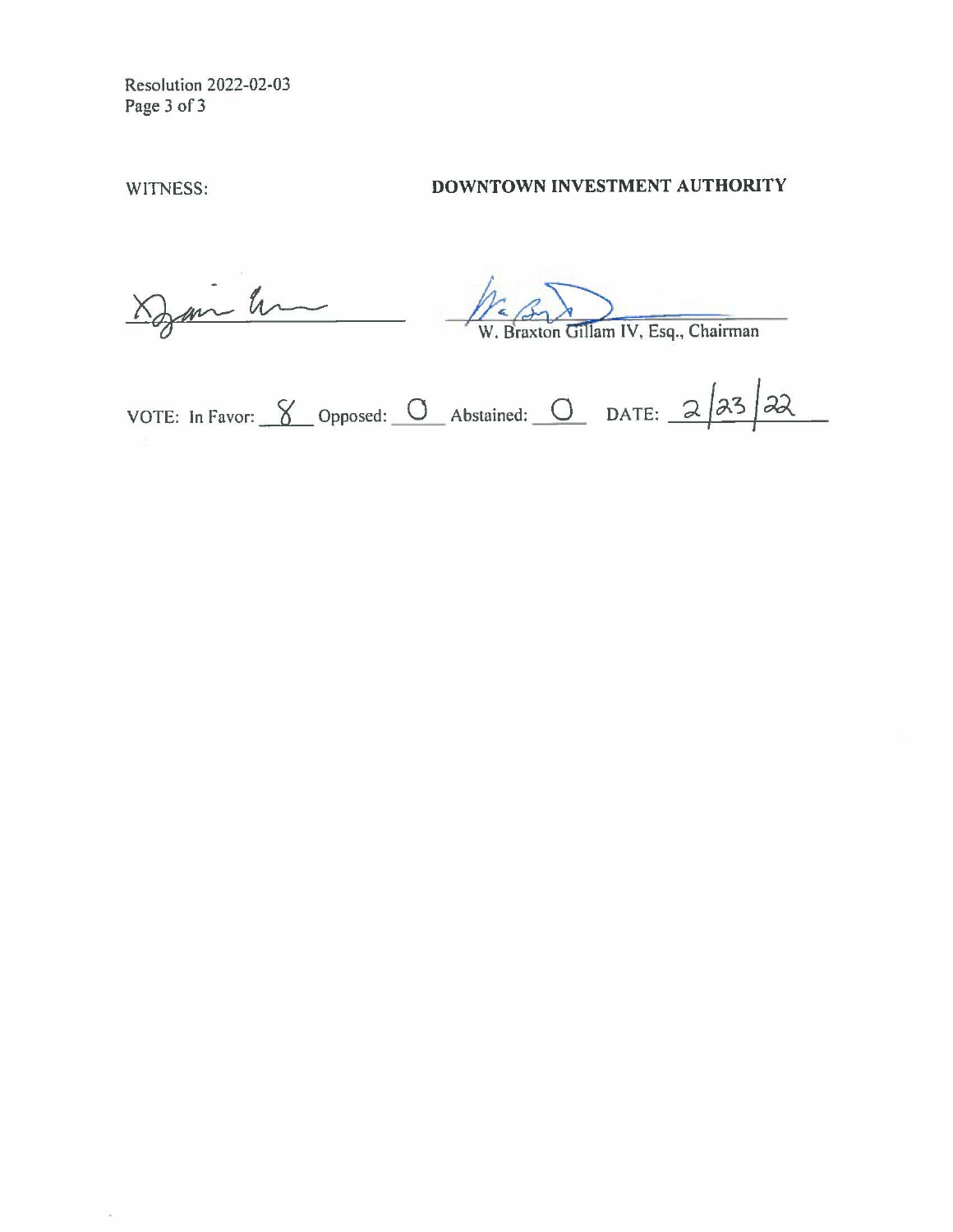Resolution 2022-02-03
Page 3 of 3

WITNESS:

**DOWNTOWN INVESTMENT AUTHORITY**

W. Braxton Gillam IV, Esq., Chairman

VOTE: In Favor: 8 Opposed: 0 Abstained: 0 DATE: 2/23/22